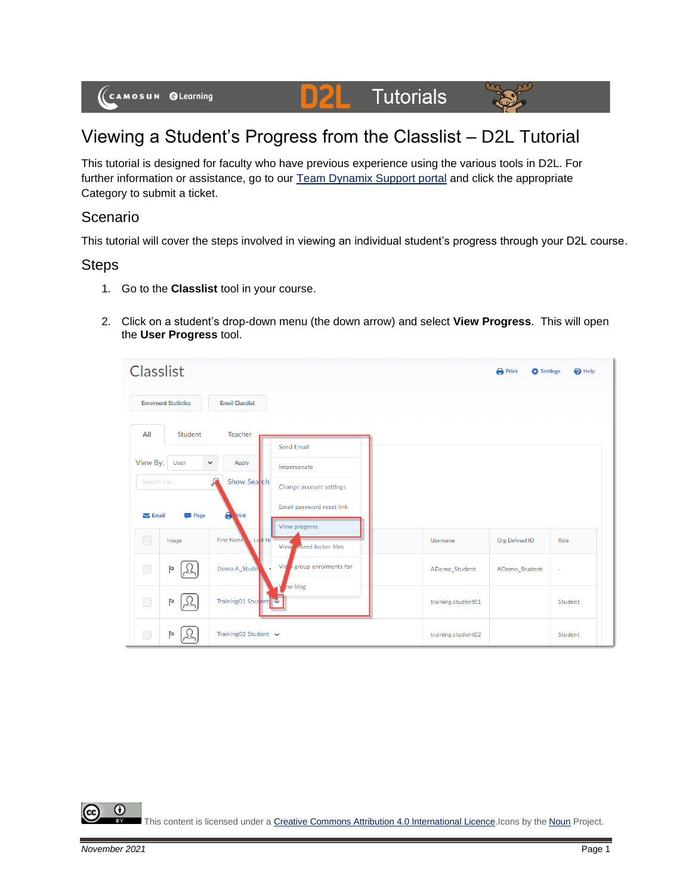# Viewing a Student's Progress from the Classlist – D2L Tutorial

This tutorial is designed for faculty who have previous experience using the various tools in D2L. For further information or assistance, go to our [Team Dynamix Support portal]() and click the appropriate Category to submit a ticket.

## Scenario

This tutorial will cover the steps involved in viewing an individual student's progress through your D2L course.

## Steps

1. Go to the **Classlist** tool in your course.
2. Click on a student's drop-down menu (the down arrow) and select **View Progress**. This will open the **User Progress** tool.

This content is licensed under a [Creative Commons Attribution 4.0 International Licence](). Icons by the [Noun]() Project.

*November 2021*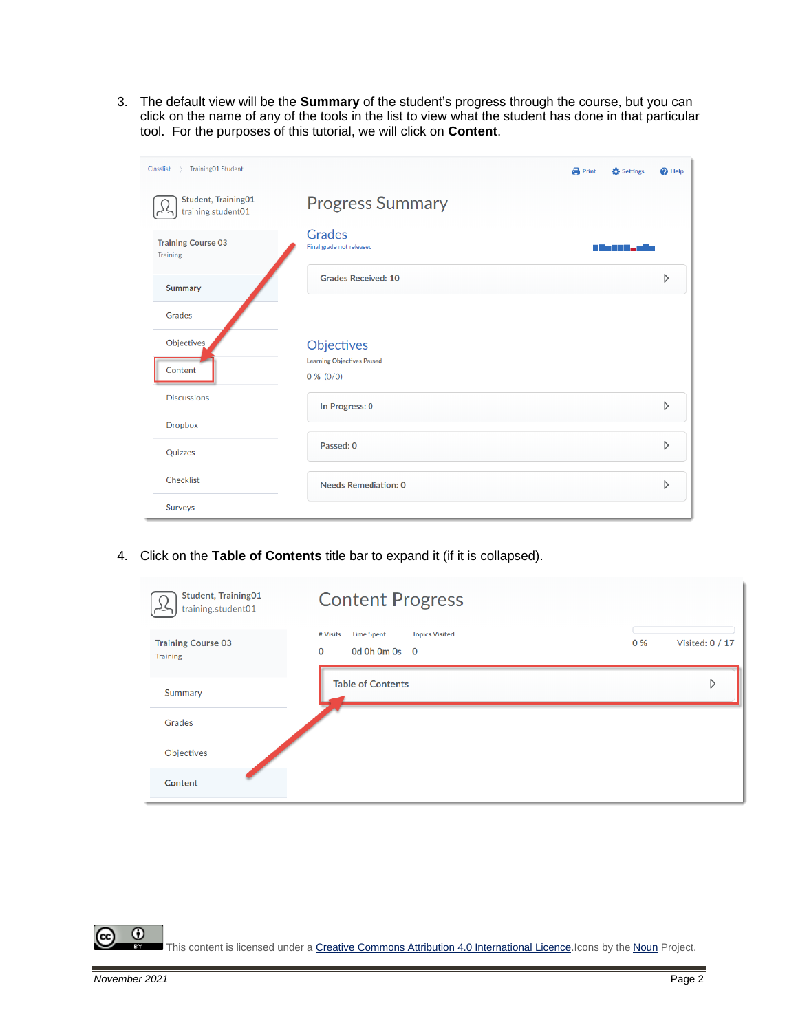3. The default view will be the **Summary** of the student's progress through the course, but you can click on the name of any of the tools in the list to view what the student has done in that particular tool. For the purposes of this tutorial, we will click on **Content**.

4. Click on the **Table of Contents** title bar to expand it (if it is collapsed).

This content is licensed under a Creative Commons Attribution 4.0 International Licence. Icons by the Noun Project.

*November 2021*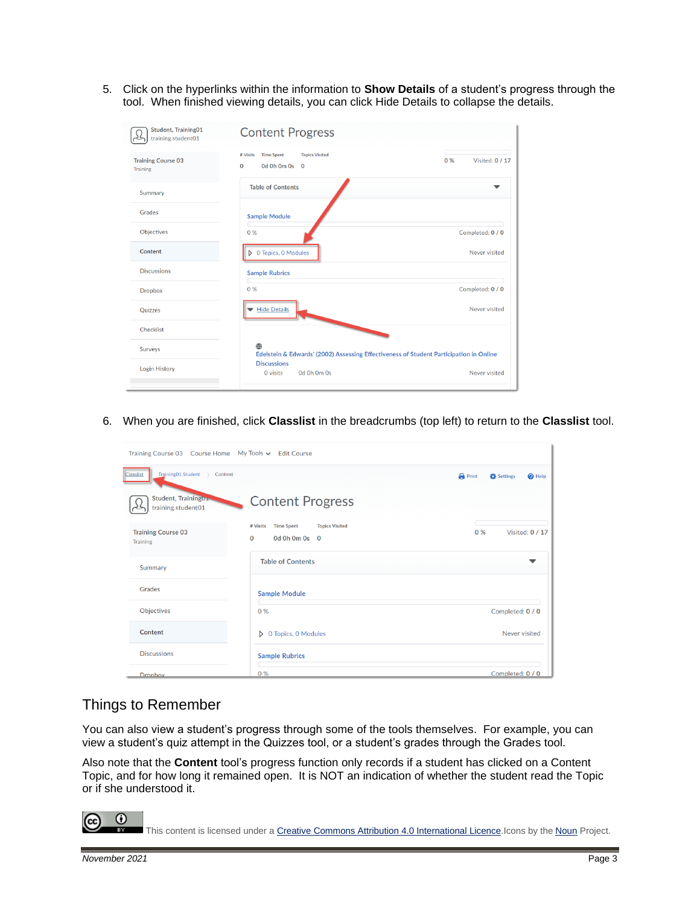5. Click on the hyperlinks within the information to **Show Details** of a student's progress through the tool. When finished viewing details, you can click Hide Details to collapse the details.

6. When you are finished, click **Classlist** in the breadcrumbs (top left) to return to the **Classlist** tool.

## Things to Remember

You can also view a student's progress through some of the tools themselves. For example, you can view a student's quiz attempt in the Quizzes tool, or a student's grades through the Grades tool.

Also note that the **Content** tool's progress function only records if a student has clicked on a Content Topic, and for how long it remained open. It is NOT an indication of whether the student read the Topic or if she understood it.

This content is licensed under a Creative Commons Attribution 4.0 International Licence. Icons by the Noun Project.

November 2021